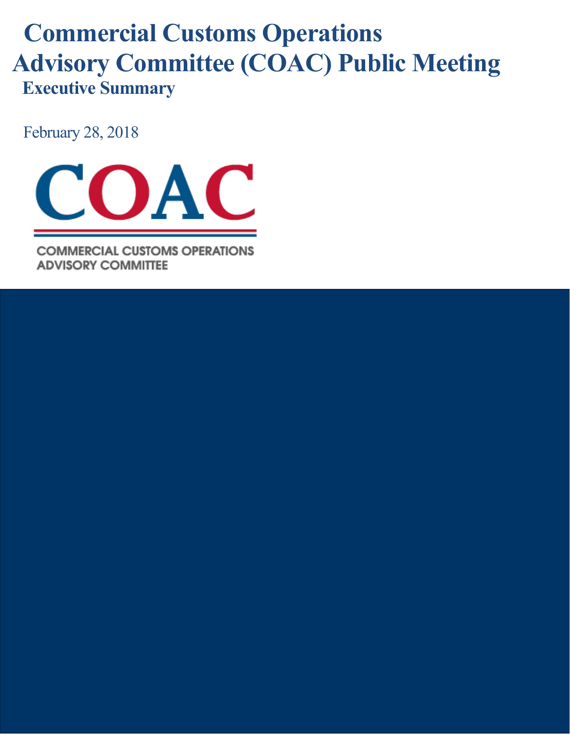# Commercial Customs Operations Advisory Committee (COAC) Public Meeting

## Executive Summary

February 28, 2018

COAC

COMMERCIAL CUSTOMS OPERATIONS ADVISORY COMMITTEE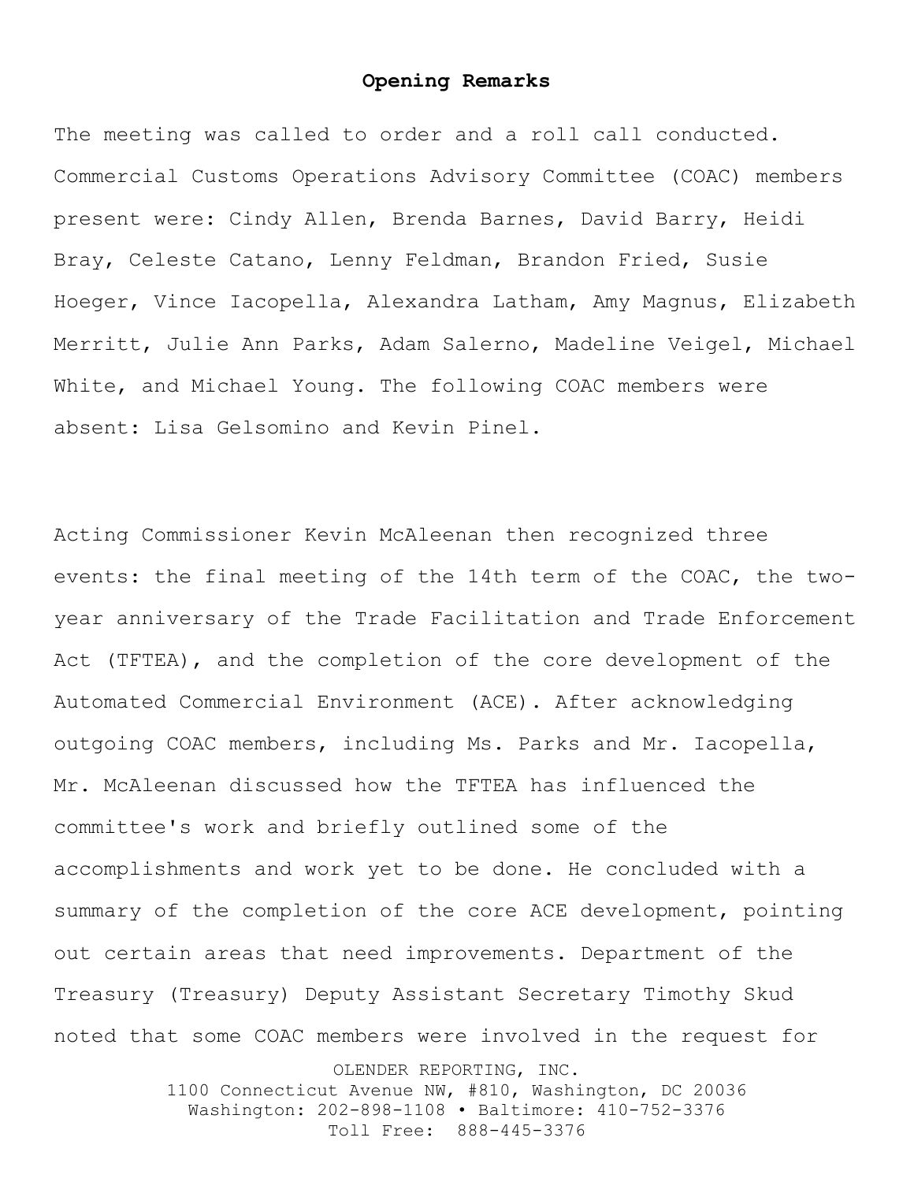## Opening Remarks

The meeting was called to order and a roll call conducted. Commercial Customs Operations Advisory Committee (COAC) members present were: Cindy Allen, Brenda Barnes, David Barry, Heidi Bray, Celeste Catano, Lenny Feldman, Brandon Fried, Susie Hoeger, Vince Iacopella, Alexandra Latham, Amy Magnus, Elizabeth Merritt, Julie Ann Parks, Adam Salerno, Madeline Veigel, Michael White, and Michael Young. The following COAC members were absent: Lisa Gelsomino and Kevin Pinel.

Acting Commissioner Kevin McAleenan then recognized three events: the final meeting of the 14th term of the COAC, the two-year anniversary of the Trade Facilitation and Trade Enforcement Act (TFTEA), and the completion of the core development of the Automated Commercial Environment (ACE). After acknowledging outgoing COAC members, including Ms. Parks and Mr. Iacopella, Mr. McAleenan discussed how the TFTEA has influenced the committee's work and briefly outlined some of the accomplishments and work yet to be done. He concluded with a summary of the completion of the core ACE development, pointing out certain areas that need improvements. Department of the Treasury (Treasury) Deputy Assistant Secretary Timothy Skud noted that some COAC members were involved in the request for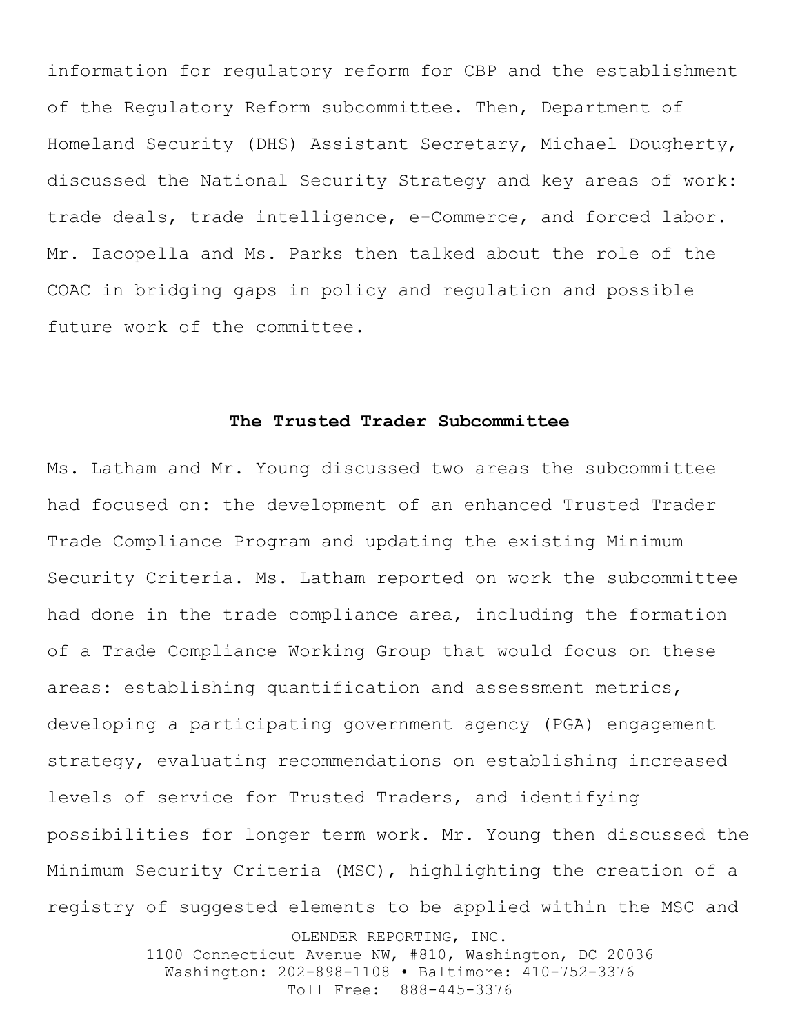information for regulatory reform for CBP and the establishment of the Regulatory Reform subcommittee. Then, Department of Homeland Security (DHS) Assistant Secretary, Michael Dougherty, discussed the National Security Strategy and key areas of work: trade deals, trade intelligence, e-Commerce, and forced labor. Mr. Iacopella and Ms. Parks then talked about the role of the COAC in bridging gaps in policy and regulation and possible future work of the committee.

## The Trusted Trader Subcommittee

Ms. Latham and Mr. Young discussed two areas the subcommittee had focused on: the development of an enhanced Trusted Trader Trade Compliance Program and updating the existing Minimum Security Criteria. Ms. Latham reported on work the subcommittee had done in the trade compliance area, including the formation of a Trade Compliance Working Group that would focus on these areas: establishing quantification and assessment metrics, developing a participating government agency (PGA) engagement strategy, evaluating recommendations on establishing increased levels of service for Trusted Traders, and identifying possibilities for longer term work. Mr. Young then discussed the Minimum Security Criteria (MSC), highlighting the creation of a registry of suggested elements to be applied within the MSC and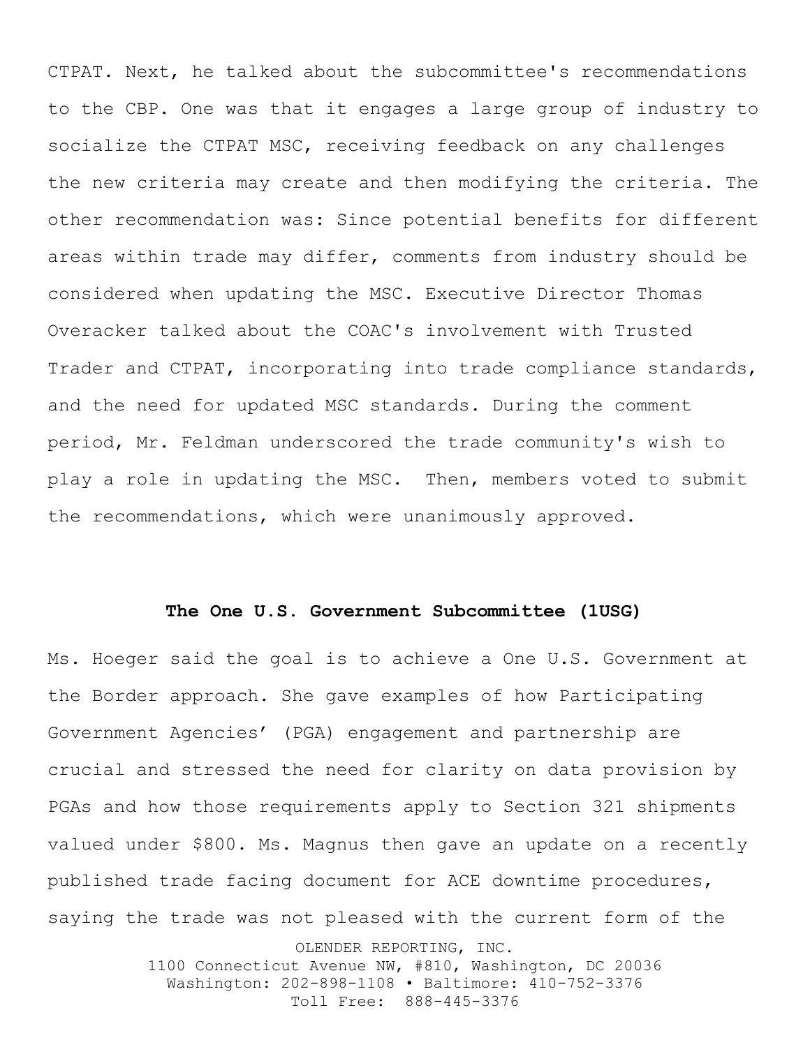CTPAT. Next, he talked about the subcommittee's recommendations to the CBP. One was that it engages a large group of industry to socialize the CTPAT MSC, receiving feedback on any challenges the new criteria may create and then modifying the criteria. The other recommendation was: Since potential benefits for different areas within trade may differ, comments from industry should be considered when updating the MSC. Executive Director Thomas Overacker talked about the COAC's involvement with Trusted Trader and CTPAT, incorporating into trade compliance standards, and the need for updated MSC standards. During the comment period, Mr. Feldman underscored the trade community's wish to play a role in updating the MSC. Then, members voted to submit the recommendations, which were unanimously approved.

## The One U.S. Government Subcommittee (1USG)

Ms. Hoeger said the goal is to achieve a One U.S. Government at the Border approach. She gave examples of how Participating Government Agencies' (PGA) engagement and partnership are crucial and stressed the need for clarity on data provision by PGAs and how those requirements apply to Section 321 shipments valued under $800. Ms. Magnus then gave an update on a recently published trade facing document for ACE downtime procedures, saying the trade was not pleased with the current form of the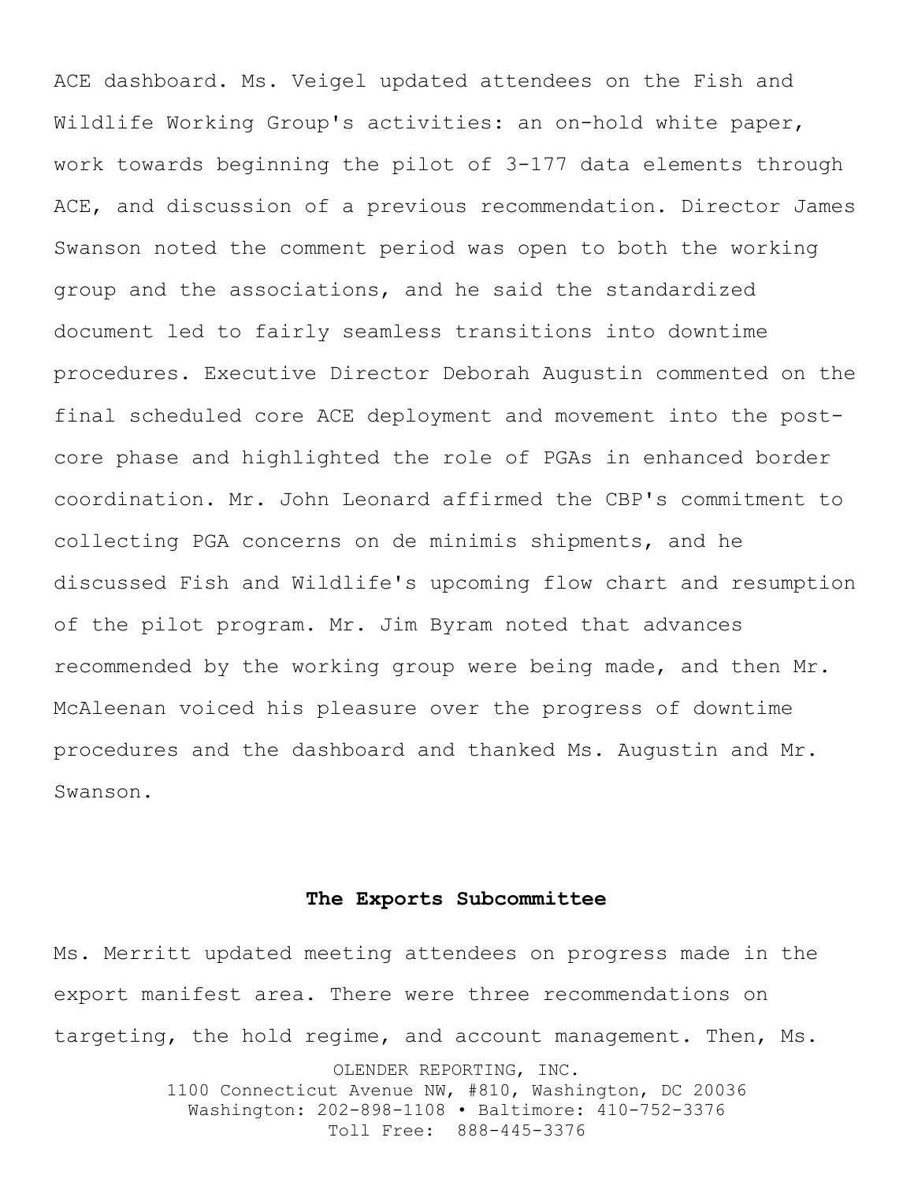ACE dashboard. Ms. Veigel updated attendees on the Fish and Wildlife Working Group's activities: an on-hold white paper, work towards beginning the pilot of 3-177 data elements through ACE, and discussion of a previous recommendation. Director James Swanson noted the comment period was open to both the working group and the associations, and he said the standardized document led to fairly seamless transitions into downtime procedures. Executive Director Deborah Augustin commented on the final scheduled core ACE deployment and movement into the post-core phase and highlighted the role of PGAs in enhanced border coordination. Mr. John Leonard affirmed the CBP's commitment to collecting PGA concerns on de minimis shipments, and he discussed Fish and Wildlife's upcoming flow chart and resumption of the pilot program. Mr. Jim Byram noted that advances recommended by the working group were being made, and then Mr. McAleenan voiced his pleasure over the progress of downtime procedures and the dashboard and thanked Ms. Augustin and Mr. Swanson.

## The Exports Subcommittee

Ms. Merritt updated meeting attendees on progress made in the export manifest area. There were three recommendations on targeting, the hold regime, and account management. Then, Ms.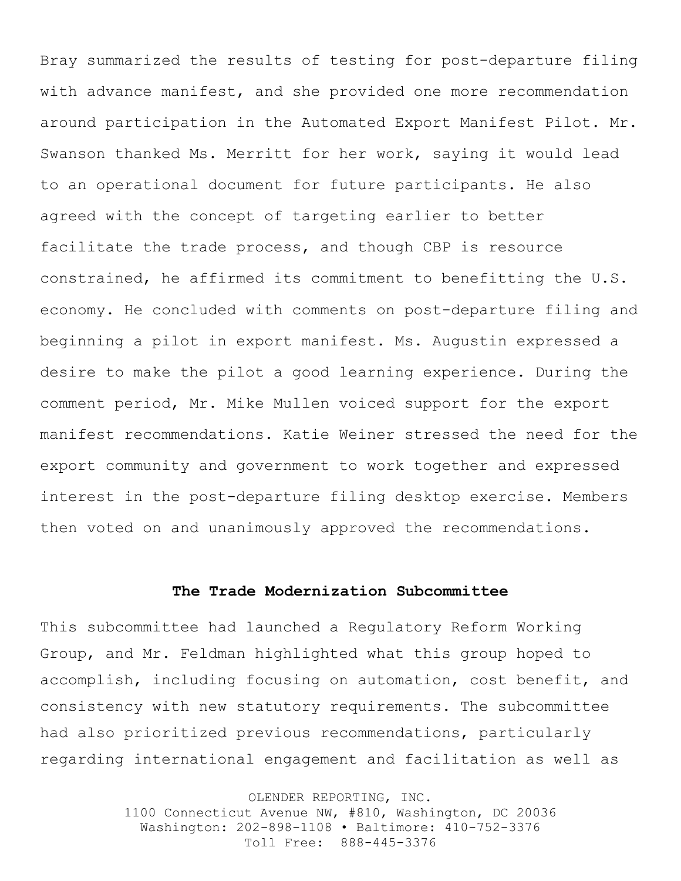Bray summarized the results of testing for post-departure filing with advance manifest, and she provided one more recommendation around participation in the Automated Export Manifest Pilot. Mr. Swanson thanked Ms. Merritt for her work, saying it would lead to an operational document for future participants. He also agreed with the concept of targeting earlier to better facilitate the trade process, and though CBP is resource constrained, he affirmed its commitment to benefitting the U.S. economy. He concluded with comments on post-departure filing and beginning a pilot in export manifest. Ms. Augustin expressed a desire to make the pilot a good learning experience. During the comment period, Mr. Mike Mullen voiced support for the export manifest recommendations. Katie Weiner stressed the need for the export community and government to work together and expressed interest in the post-departure filing desktop exercise. Members then voted on and unanimously approved the recommendations.

## The Trade Modernization Subcommittee

This subcommittee had launched a Regulatory Reform Working Group, and Mr. Feldman highlighted what this group hoped to accomplish, including focusing on automation, cost benefit, and consistency with new statutory requirements. The subcommittee had also prioritized previous recommendations, particularly regarding international engagement and facilitation as well as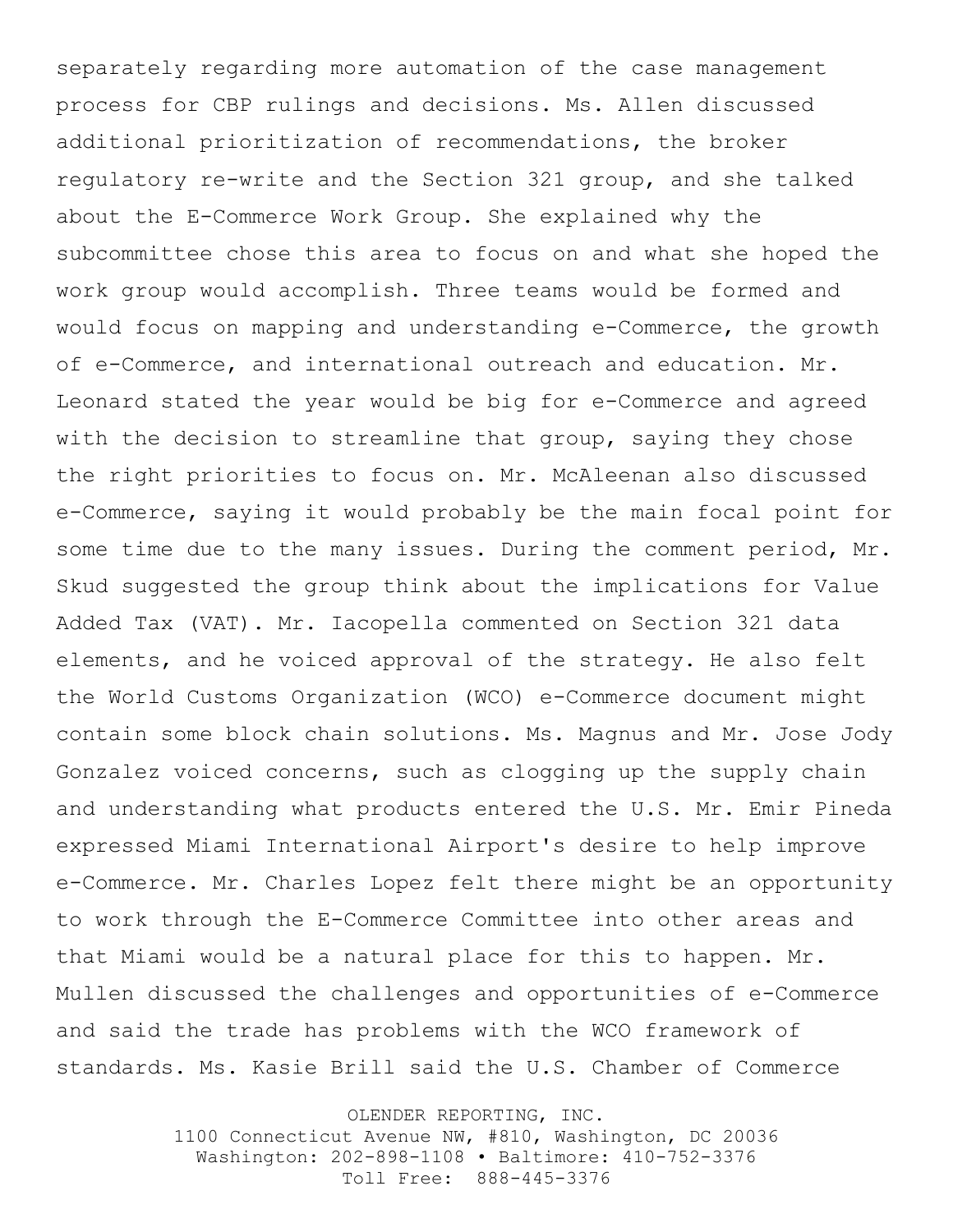separately regarding more automation of the case management process for CBP rulings and decisions. Ms. Allen discussed additional prioritization of recommendations, the broker regulatory re-write and the Section 321 group, and she talked about the E-Commerce Work Group. She explained why the subcommittee chose this area to focus on and what she hoped the work group would accomplish. Three teams would be formed and would focus on mapping and understanding e-Commerce, the growth of e-Commerce, and international outreach and education. Mr. Leonard stated the year would be big for e-Commerce and agreed with the decision to streamline that group, saying they chose the right priorities to focus on. Mr. McAleenan also discussed e-Commerce, saying it would probably be the main focal point for some time due to the many issues. During the comment period, Mr. Skud suggested the group think about the implications for Value Added Tax (VAT). Mr. Iacopella commented on Section 321 data elements, and he voiced approval of the strategy. He also felt the World Customs Organization (WCO) e-Commerce document might contain some block chain solutions. Ms. Magnus and Mr. Jose Jody Gonzalez voiced concerns, such as clogging up the supply chain and understanding what products entered the U.S. Mr. Emir Pineda expressed Miami International Airport's desire to help improve e-Commerce. Mr. Charles Lopez felt there might be an opportunity to work through the E-Commerce Committee into other areas and that Miami would be a natural place for this to happen. Mr. Mullen discussed the challenges and opportunities of e-Commerce and said the trade has problems with the WCO framework of standards. Ms. Kasie Brill said the U.S. Chamber of Commerce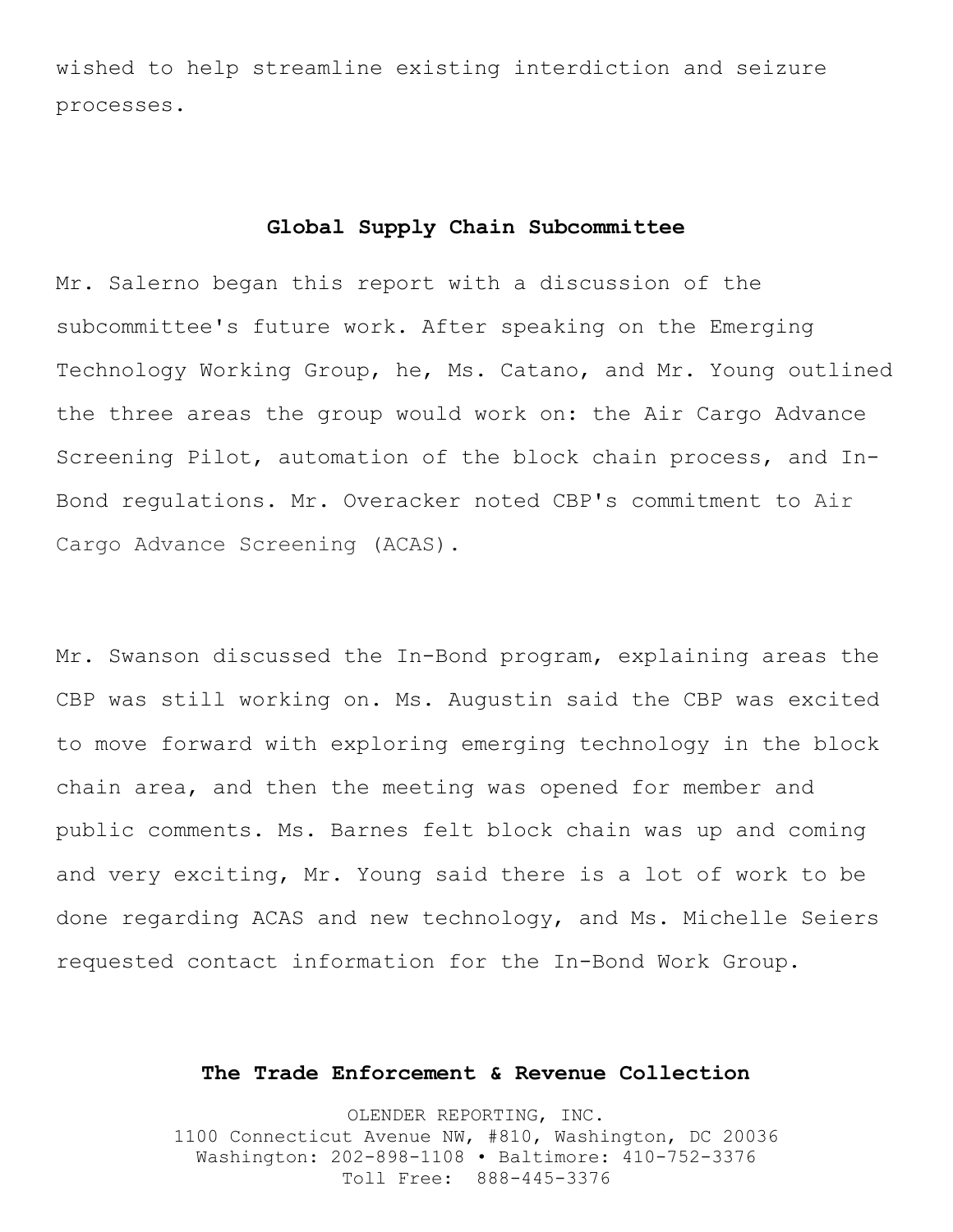wished to help streamline existing interdiction and seizure processes.

## Global Supply Chain Subcommittee

Mr. Salerno began this report with a discussion of the subcommittee's future work. After speaking on the Emerging Technology Working Group, he, Ms. Catano, and Mr. Young outlined the three areas the group would work on: the Air Cargo Advance Screening Pilot, automation of the block chain process, and In-Bond regulations. Mr. Overacker noted CBP's commitment to Air Cargo Advance Screening (ACAS).

Mr. Swanson discussed the In-Bond program, explaining areas the CBP was still working on. Ms. Augustin said the CBP was excited to move forward with exploring emerging technology in the block chain area, and then the meeting was opened for member and public comments. Ms. Barnes felt block chain was up and coming and very exciting, Mr. Young said there is a lot of work to be done regarding ACAS and new technology, and Ms. Michelle Seiers requested contact information for the In-Bond Work Group.

## The Trade Enforcement & Revenue Collection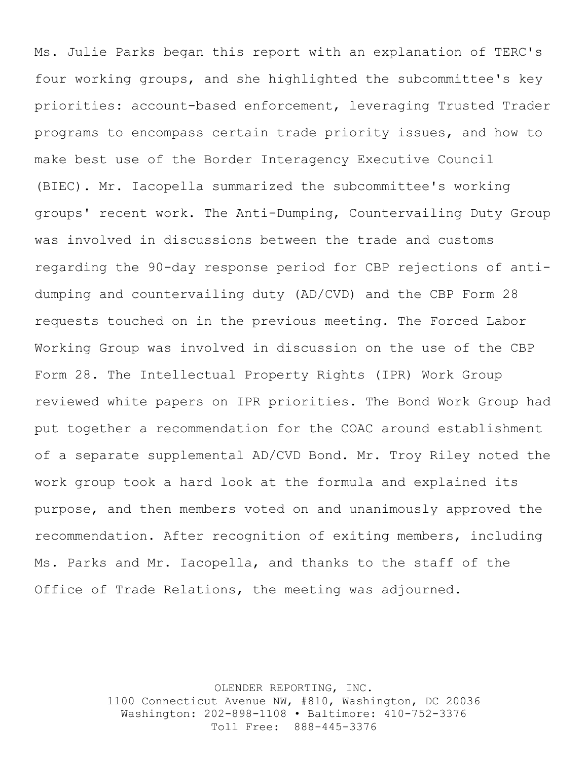Ms. Julie Parks began this report with an explanation of TERC's four working groups, and she highlighted the subcommittee's key priorities: account-based enforcement, leveraging Trusted Trader programs to encompass certain trade priority issues, and how to make best use of the Border Interagency Executive Council (BIEC). Mr. Iacopella summarized the subcommittee's working groups' recent work. The Anti-Dumping, Countervailing Duty Group was involved in discussions between the trade and customs regarding the 90-day response period for CBP rejections of anti-dumping and countervailing duty (AD/CVD) and the CBP Form 28 requests touched on in the previous meeting. The Forced Labor Working Group was involved in discussion on the use of the CBP Form 28. The Intellectual Property Rights (IPR) Work Group reviewed white papers on IPR priorities. The Bond Work Group had put together a recommendation for the COAC around establishment of a separate supplemental AD/CVD Bond. Mr. Troy Riley noted the work group took a hard look at the formula and explained its purpose, and then members voted on and unanimously approved the recommendation. After recognition of exiting members, including Ms. Parks and Mr. Iacopella, and thanks to the staff of the Office of Trade Relations, the meeting was adjourned.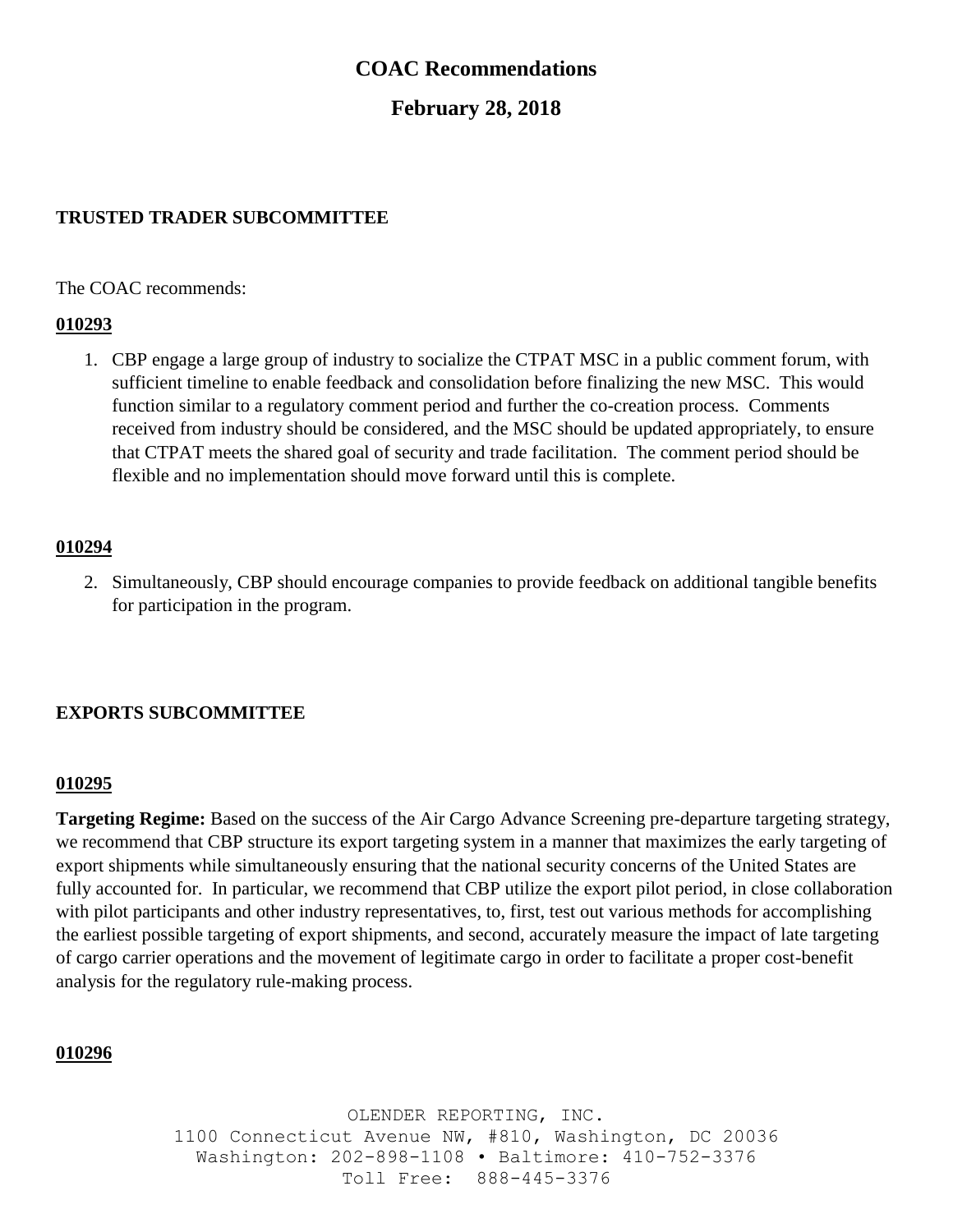## COAC Recommendations

## February 28, 2018

### TRUSTED TRADER SUBCOMMITTEE

The COAC recommends:

**010293**

1. CBP engage a large group of industry to socialize the CTPAT MSC in a public comment forum, with sufficient timeline to enable feedback and consolidation before finalizing the new MSC. This would function similar to a regulatory comment period and further the co-creation process. Comments received from industry should be considered, and the MSC should be updated appropriately, to ensure that CTPAT meets the shared goal of security and trade facilitation. The comment period should be flexible and no implementation should move forward until this is complete.

**010294**

2. Simultaneously, CBP should encourage companies to provide feedback on additional tangible benefits for participation in the program.

### EXPORTS SUBCOMMITTEE

**010295**

**Targeting Regime:** Based on the success of the Air Cargo Advance Screening pre-departure targeting strategy, we recommend that CBP structure its export targeting system in a manner that maximizes the early targeting of export shipments while simultaneously ensuring that the national security concerns of the United States are fully accounted for. In particular, we recommend that CBP utilize the export pilot period, in close collaboration with pilot participants and other industry representatives, to, first, test out various methods for accomplishing the earliest possible targeting of export shipments, and second, accurately measure the impact of late targeting of cargo carrier operations and the movement of legitimate cargo in order to facilitate a proper cost-benefit analysis for the regulatory rule-making process.

**010296**

OLENDER REPORTING, INC.
1100 Connecticut Avenue NW, #810, Washington, DC 20036
Washington: 202-898-1108 • Baltimore: 410-752-3376
Toll Free: 888-445-3376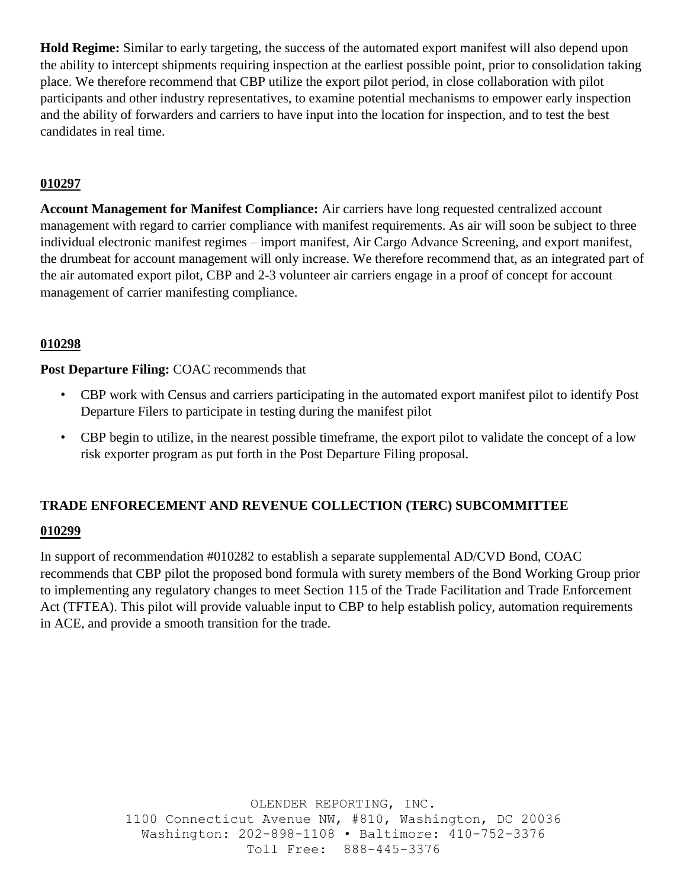**Hold Regime:** Similar to early targeting, the success of the automated export manifest will also depend upon the ability to intercept shipments requiring inspection at the earliest possible point, prior to consolidation taking place. We therefore recommend that CBP utilize the export pilot period, in close collaboration with pilot participants and other industry representatives, to examine potential mechanisms to empower early inspection and the ability of forwarders and carriers to have input into the location for inspection, and to test the best candidates in real time.

**010297**

**Account Management for Manifest Compliance:** Air carriers have long requested centralized account management with regard to carrier compliance with manifest requirements. As air will soon be subject to three individual electronic manifest regimes – import manifest, Air Cargo Advance Screening, and export manifest, the drumbeat for account management will only increase. We therefore recommend that, as an integrated part of the air automated export pilot, CBP and 2-3 volunteer air carriers engage in a proof of concept for account management of carrier manifesting compliance.

**010298**

**Post Departure Filing:** COAC recommends that

- CBP work with Census and carriers participating in the automated export manifest pilot to identify Post Departure Filers to participate in testing during the manifest pilot
- CBP begin to utilize, in the nearest possible timeframe, the export pilot to validate the concept of a low risk exporter program as put forth in the Post Departure Filing proposal.

**TRADE ENFORECEMENT AND REVENUE COLLECTION (TERC) SUBCOMMITTEE**

**010299**

In support of recommendation #010282 to establish a separate supplemental AD/CVD Bond, COAC recommends that CBP pilot the proposed bond formula with surety members of the Bond Working Group prior to implementing any regulatory changes to meet Section 115 of the Trade Facilitation and Trade Enforcement Act (TFTEA). This pilot will provide valuable input to CBP to help establish policy, automation requirements in ACE, and provide a smooth transition for the trade.

OLENDER REPORTING, INC.
1100 Connecticut Avenue NW, #810, Washington, DC 20036
Washington: 202-898-1108 • Baltimore: 410-752-3376
Toll Free: 888-445-3376